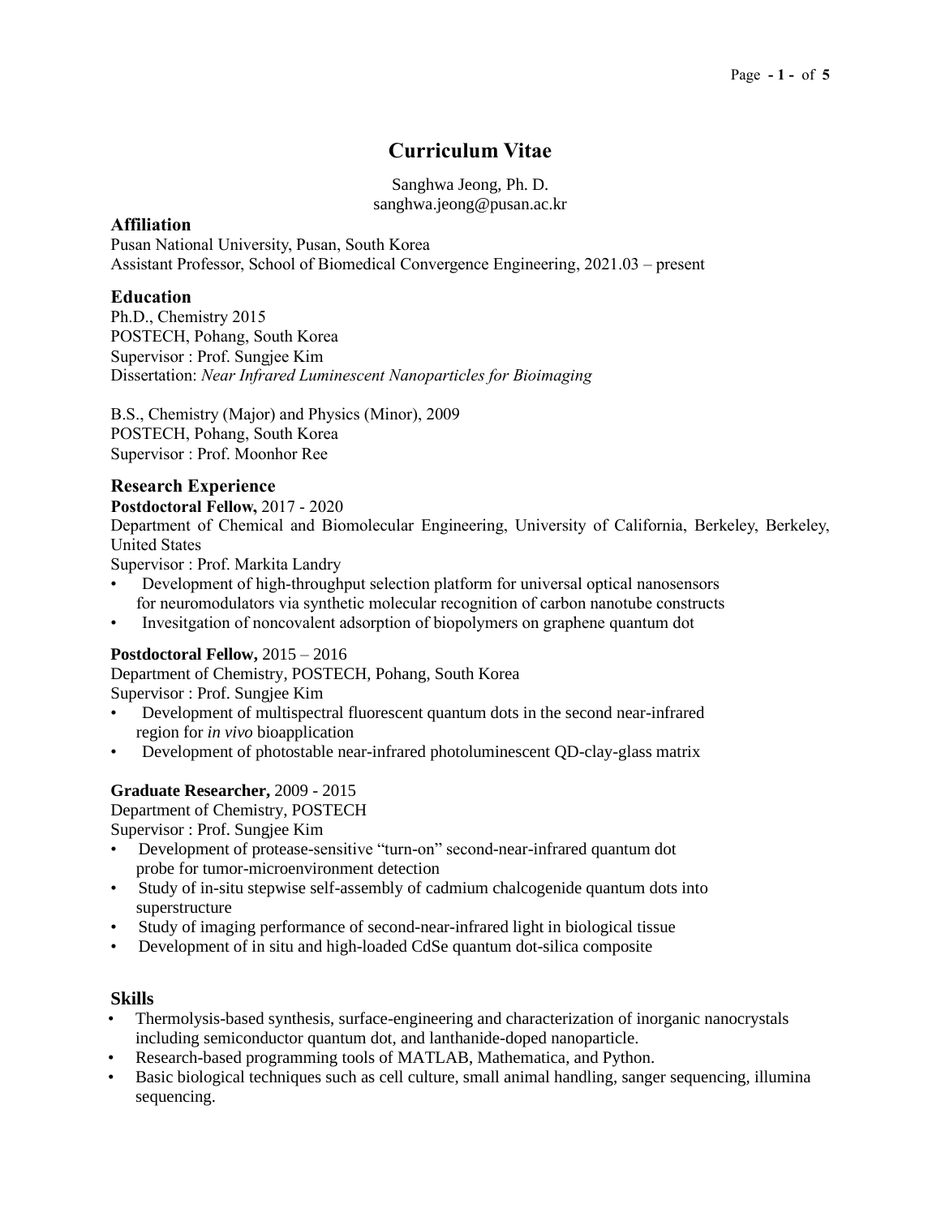# Curriculum Vitae

Sanghwa Jeong, Ph. D.
sanghwa.jeong@pusan.ac.kr

## Affiliation

Pusan National University, Pusan, South Korea
Assistant Professor, School of Biomedical Convergence Engineering, 2021.03 – present

## Education

Ph.D., Chemistry 2015
POSTECH, Pohang, South Korea
Supervisor : Prof. Sungjee Kim
Dissertation: *Near Infrared Luminescent Nanoparticles for Bioimaging*

B.S., Chemistry (Major) and Physics (Minor), 2009
POSTECH, Pohang, South Korea
Supervisor : Prof. Moonhor Ree

## Research Experience

**Postdoctoral Fellow,** 2017 - 2020
Department of Chemical and Biomolecular Engineering, University of California, Berkeley, Berkeley, United States
Supervisor : Prof. Markita Landry

- Development of high-throughput selection platform for universal optical nanosensors for neuromodulators via synthetic molecular recognition of carbon nanotube constructs
- Invesitgation of noncovalent adsorption of biopolymers on graphene quantum dot

**Postdoctoral Fellow,** 2015 – 2016
Department of Chemistry, POSTECH, Pohang, South Korea
Supervisor : Prof. Sungjee Kim

- Development of multispectral fluorescent quantum dots in the second near-infrared region for *in vivo* bioapplication
- Development of photostable near-infrared photoluminescent QD-clay-glass matrix

**Graduate Researcher,** 2009 - 2015
Department of Chemistry, POSTECH
Supervisor : Prof. Sungjee Kim

- Development of protease-sensitive "turn-on" second-near-infrared quantum dot probe for tumor-microenvironment detection
- Study of in-situ stepwise self-assembly of cadmium chalcogenide quantum dots into superstructure
- Study of imaging performance of second-near-infrared light in biological tissue
- Development of in situ and high-loaded CdSe quantum dot-silica composite

## Skills

- Thermolysis-based synthesis, surface-engineering and characterization of inorganic nanocrystals including semiconductor quantum dot, and lanthanide-doped nanoparticle.
- Research-based programming tools of MATLAB, Mathematica, and Python.
- Basic biological techniques such as cell culture, small animal handling, sanger sequencing, illumina sequencing.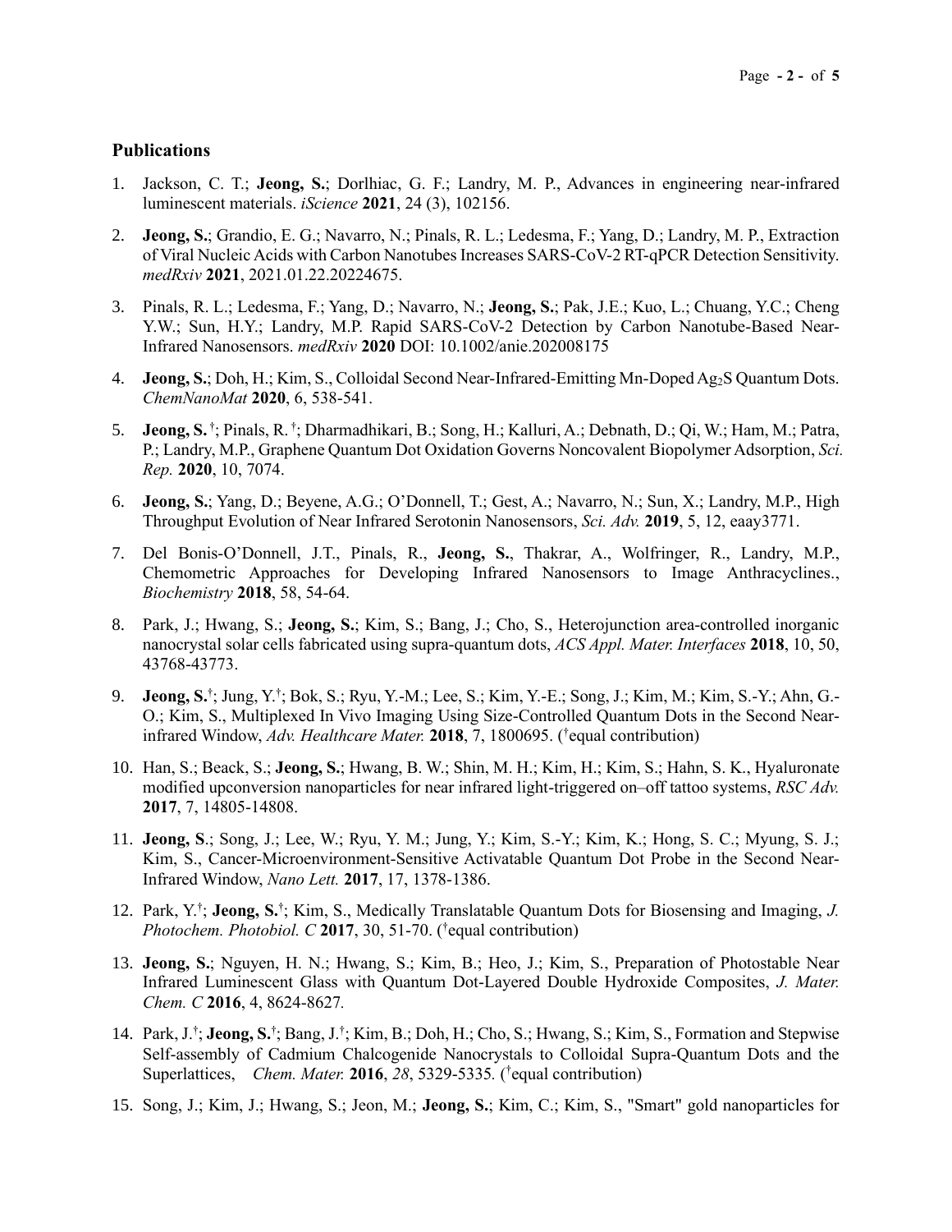## Publications

1. Jackson, C. T.; **Jeong, S.**; Dorlhiac, G. F.; Landry, M. P., Advances in engineering near-infrared luminescent materials. *iScience* **2021**, 24 (3), 102156.

2. **Jeong, S.**; Grandio, E. G.; Navarro, N.; Pinals, R. L.; Ledesma, F.; Yang, D.; Landry, M. P., Extraction of Viral Nucleic Acids with Carbon Nanotubes Increases SARS-CoV-2 RT-qPCR Detection Sensitivity. *medRxiv* **2021**, 2021.01.22.20224675.

3. Pinals, R. L.; Ledesma, F.; Yang, D.; Navarro, N.; **Jeong, S.**; Pak, J.E.; Kuo, L.; Chuang, Y.C.; Cheng Y.W.; Sun, H.Y.; Landry, M.P. Rapid SARS-CoV-2 Detection by Carbon Nanotube-Based Near-Infrared Nanosensors. *medRxiv* **2020** DOI: 10.1002/anie.202008175

4. **Jeong, S.**; Doh, H.; Kim, S., Colloidal Second Near-Infrared-Emitting Mn-Doped $Ag_2S$ Quantum Dots. *ChemNanoMat* **2020**, 6, 538-541.

5. **Jeong, S.**[†]; Pinals, R.[†]; Dharmadhikari, B.; Song, H.; Kalluri, A.; Debnath, D.; Qi, W.; Ham, M.; Patra, P.; Landry, M.P., Graphene Quantum Dot Oxidation Governs Noncovalent Biopolymer Adsorption, *Sci. Rep.* **2020**, 10, 7074.

6. **Jeong, S.**; Yang, D.; Beyene, A.G.; O'Donnell, T.; Gest, A.; Navarro, N.; Sun, X.; Landry, M.P., High Throughput Evolution of Near Infrared Serotonin Nanosensors, *Sci. Adv.* **2019**, 5, 12, eaay3771.

7. Del Bonis-O'Donnell, J.T., Pinals, R., **Jeong, S.**, Thakrar, A., Wolfringer, R., Landry, M.P., Chemometric Approaches for Developing Infrared Nanosensors to Image Anthracyclines., *Biochemistry* **2018**, 58, 54-64.

8. Park, J.; Hwang, S.; **Jeong, S.**; Kim, S.; Bang, J.; Cho, S., Heterojunction area-controlled inorganic nanocrystal solar cells fabricated using supra-quantum dots, *ACS Appl. Mater. Interfaces* **2018**, 10, 50, 43768-43773.

9. **Jeong, S.**[†]; Jung, Y.[†]; Bok, S.; Ryu, Y.-M.; Lee, S.; Kim, Y.-E.; Song, J.; Kim, M.; Kim, S.-Y.; Ahn, G.-O.; Kim, S., Multiplexed In Vivo Imaging Using Size-Controlled Quantum Dots in the Second Near-infrared Window, *Adv. Healthcare Mater.* **2018**, 7, 1800695. ([†]equal contribution)

10. Han, S.; Beack, S.; **Jeong, S.**; Hwang, B. W.; Shin, M. H.; Kim, H.; Kim, S.; Hahn, S. K., Hyaluronate modified upconversion nanoparticles for near infrared light-triggered on–off tattoo systems, *RSC Adv.* **2017**, 7, 14805-14808.

11. **Jeong, S**.; Song, J.; Lee, W.; Ryu, Y. M.; Jung, Y.; Kim, S.-Y.; Kim, K.; Hong, S. C.; Myung, S. J.; Kim, S., Cancer-Microenvironment-Sensitive Activatable Quantum Dot Probe in the Second Near-Infrared Window, *Nano Lett.* **2017**, 17, 1378-1386.

12. Park, Y.[†]; **Jeong, S.**[†]; Kim, S., Medically Translatable Quantum Dots for Biosensing and Imaging, *J. Photochem. Photobiol. C* **2017**, 30, 51-70. ([†]equal contribution)

13. **Jeong, S.**; Nguyen, H. N.; Hwang, S.; Kim, B.; Heo, J.; Kim, S., Preparation of Photostable Near Infrared Luminescent Glass with Quantum Dot-Layered Double Hydroxide Composites, *J. Mater. Chem. C* **2016**, 4, 8624-8627.

14. Park, J.[†]; **Jeong, S.**[†]; Bang, J.[†]; Kim, B.; Doh, H.; Cho, S.; Hwang, S.; Kim, S., Formation and Stepwise Self-assembly of Cadmium Chalcogenide Nanocrystals to Colloidal Supra-Quantum Dots and the Superlattices, *Chem. Mater.* **2016**, *28*, 5329-5335. ([†]equal contribution)

15. Song, J.; Kim, J.; Hwang, S.; Jeon, M.; **Jeong, S.**; Kim, C.; Kim, S., "Smart" gold nanoparticles for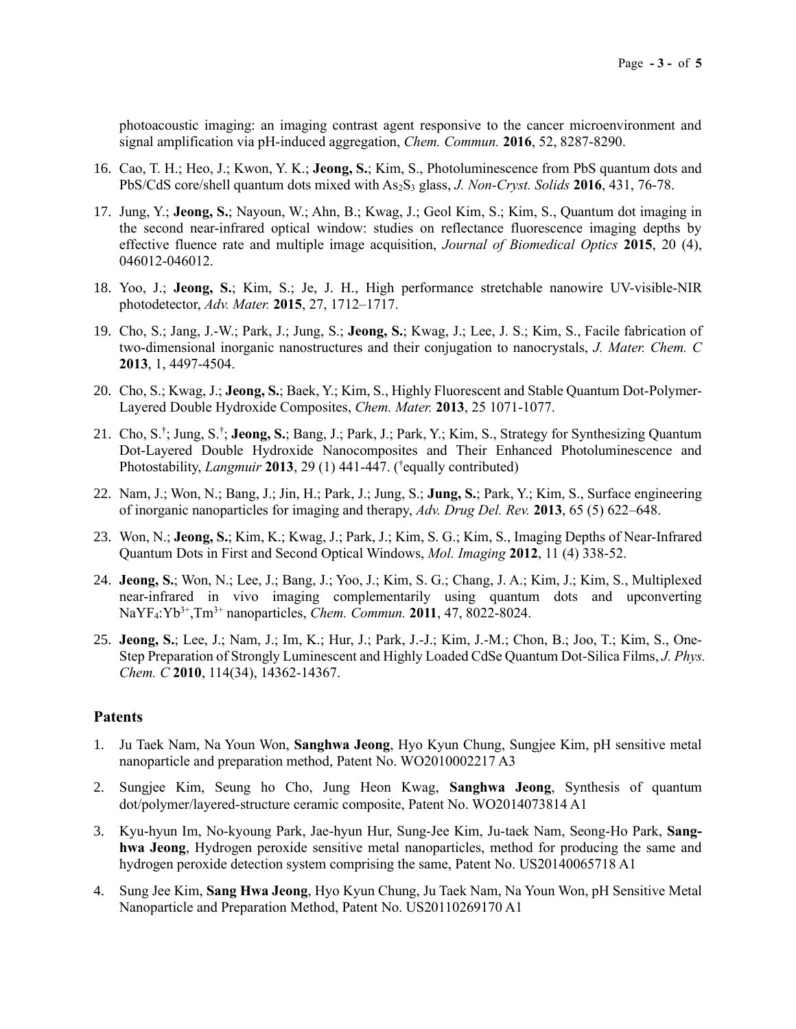photoacoustic imaging: an imaging contrast agent responsive to the cancer microenvironment and signal amplification via pH-induced aggregation, *Chem. Commun.* **2016**, 52, 8287-8290.

16. Cao, T. H.; Heo, J.; Kwon, Y. K.; **Jeong, S.**; Kim, S., Photoluminescence from PbS quantum dots and PbS/CdS core/shell quantum dots mixed with $As_2S_3$ glass, *J. Non-Cryst. Solids* **2016**, 431, 76-78.
17. Jung, Y.; **Jeong, S.**; Nayoun, W.; Ahn, B.; Kwag, J.; Geol Kim, S.; Kim, S., Quantum dot imaging in the second near-infrared optical window: studies on reflectance fluorescence imaging depths by effective fluence rate and multiple image acquisition, *Journal of Biomedical Optics* **2015**, 20 (4), 046012-046012.
18. Yoo, J.; **Jeong, S.**; Kim, S.; Je, J. H., High performance stretchable nanowire UV-visible-NIR photodetector, *Adv. Mater.* **2015**, 27, 1712–1717.
19. Cho, S.; Jang, J.-W.; Park, J.; Jung, S.; **Jeong, S.**; Kwag, J.; Lee, J. S.; Kim, S., Facile fabrication of two-dimensional inorganic nanostructures and their conjugation to nanocrystals, *J. Mater. Chem. C* **2013**, 1, 4497-4504.
20. Cho, S.; Kwag, J.; **Jeong, S.**; Baek, Y.; Kim, S., Highly Fluorescent and Stable Quantum Dot-Polymer-Layered Double Hydroxide Composites, *Chem. Mater.* **2013**, 25 1071-1077.
21. Cho, S.[†]; Jung, S.[†]; **Jeong, S.**; Bang, J.; Park, J.; Park, Y.; Kim, S., Strategy for Synthesizing Quantum Dot-Layered Double Hydroxide Nanocomposites and Their Enhanced Photoluminescence and Photostability, *Langmuir* **2013**, 29 (1) 441-447. ([†]equally contributed)
22. Nam, J.; Won, N.; Bang, J.; Jin, H.; Park, J.; Jung, S.; **Jung, S.**; Park, Y.; Kim, S., Surface engineering of inorganic nanoparticles for imaging and therapy, *Adv. Drug Del. Rev.* **2013**, 65 (5) 622–648.
23. Won, N.; **Jeong, S.**; Kim, K.; Kwag, J.; Park, J.; Kim, S. G.; Kim, S., Imaging Depths of Near-Infrared Quantum Dots in First and Second Optical Windows, *Mol. Imaging* **2012**, 11 (4) 338-52.
24. **Jeong, S.**; Won, N.; Lee, J.; Bang, J.; Yoo, J.; Kim, S. G.; Chang, J. A.; Kim, J.; Kim, S., Multiplexed near-infrared in vivo imaging complementarily using quantum dots and upconverting $NaYF_4:Yb^{3+},Tm^{3+}$ nanoparticles, *Chem. Commun.* **2011**, 47, 8022-8024.
25. **Jeong, S.**; Lee, J.; Nam, J.; Im, K.; Hur, J.; Park, J.-J.; Kim, J.-M.; Chon, B.; Joo, T.; Kim, S., One-Step Preparation of Strongly Luminescent and Highly Loaded CdSe Quantum Dot-Silica Films, *J. Phys. Chem. C* **2010**, 114(34), 14362-14367.

## Patents

1. Ju Taek Nam, Na Youn Won, **Sanghwa Jeong**, Hyo Kyun Chung, Sungjee Kim, pH sensitive metal nanoparticle and preparation method, Patent No. WO2010002217 A3
2. Sungjee Kim, Seung ho Cho, Jung Heon Kwag, **Sanghwa Jeong**, Synthesis of quantum dot/polymer/layered-structure ceramic composite, Patent No. WO2014073814 A1
3. Kyu-hyun Im, No-kyoung Park, Jae-hyun Hur, Sung-Jee Kim, Ju-taek Nam, Seong-Ho Park, **Sang-hwa Jeong**, Hydrogen peroxide sensitive metal nanoparticles, method for producing the same and hydrogen peroxide detection system comprising the same, Patent No. US20140065718 A1
4. Sung Jee Kim, **Sang Hwa Jeong**, Hyo Kyun Chung, Ju Taek Nam, Na Youn Won, pH Sensitive Metal Nanoparticle and Preparation Method, Patent No. US20110269170 A1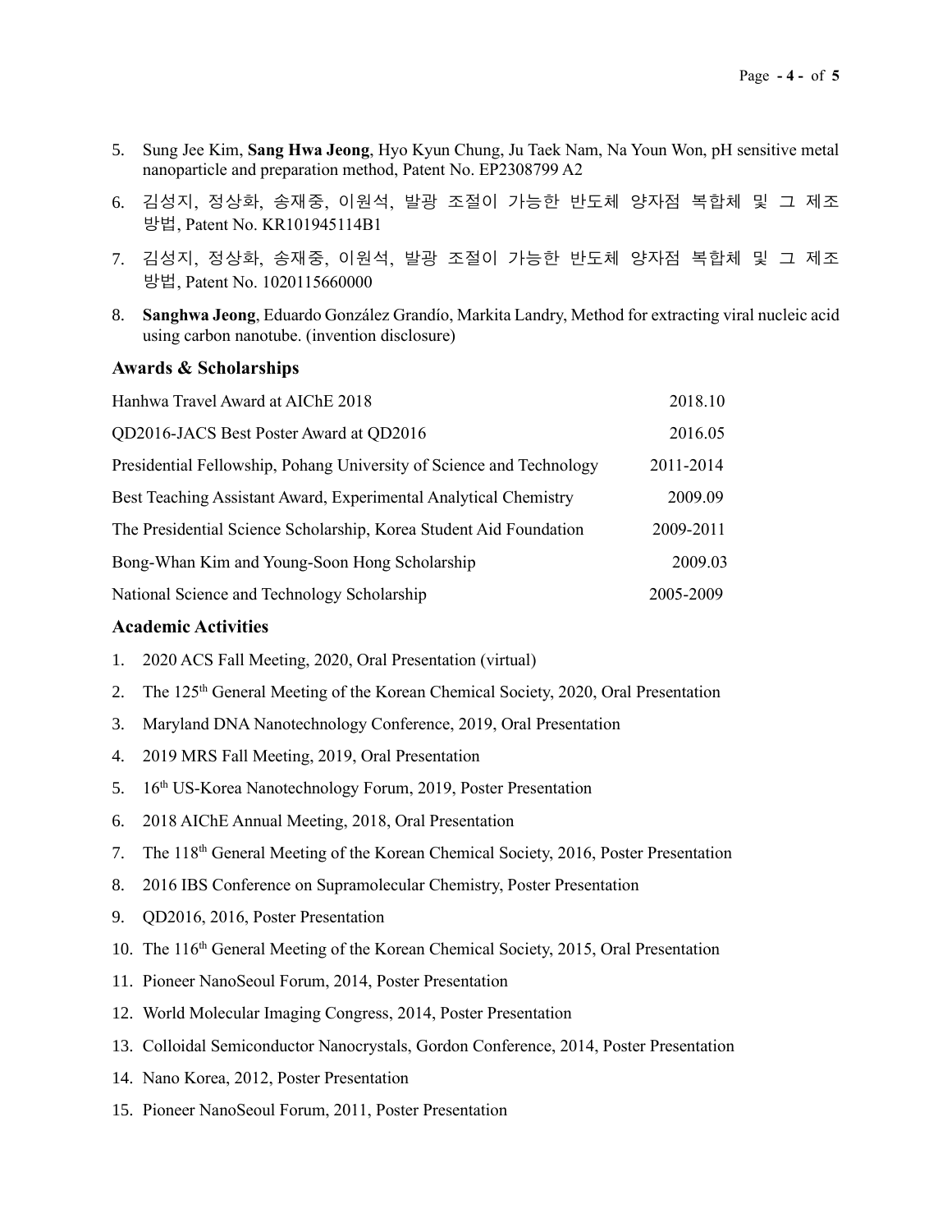5. Sung Jee Kim, **Sang Hwa Jeong**, Hyo Kyun Chung, Ju Taek Nam, Na Youn Won, pH sensitive metal nanoparticle and preparation method, Patent No. EP2308799 A2
6. 김성지, 정상화, 송재중, 이원석, 발광 조절이 가능한 반도체 양자점 복합체 및 그 제조 방법, Patent No. KR101945114B1
7. 김성지, 정상화, 송재중, 이원석, 발광 조절이 가능한 반도체 양자점 복합체 및 그 제조 방법, Patent No. 1020115660000
8. **Sanghwa Jeong**, Eduardo González Grandío, Markita Landry, Method for extracting viral nucleic acid using carbon nanotube. (invention disclosure)

### Awards & Scholarships

| | |
|---|---|
| Hanhwa Travel Award at AIChE 2018 | 2018.10 |
| QD2016-JACS Best Poster Award at QD2016 | 2016.05 |
| Presidential Fellowship, Pohang University of Science and Technology | 2011-2014 |
| Best Teaching Assistant Award, Experimental Analytical Chemistry | 2009.09 |
| The Presidential Science Scholarship, Korea Student Aid Foundation | 2009-2011 |
| Bong-Whan Kim and Young-Soon Hong Scholarship | 2009.03 |
| National Science and Technology Scholarship | 2005-2009 |

### Academic Activities

1. 2020 ACS Fall Meeting, 2020, Oral Presentation (virtual)
2. The 125th General Meeting of the Korean Chemical Society, 2020, Oral Presentation
3. Maryland DNA Nanotechnology Conference, 2019, Oral Presentation
4. 2019 MRS Fall Meeting, 2019, Oral Presentation
5. 16th US-Korea Nanotechnology Forum, 2019, Poster Presentation
6. 2018 AIChE Annual Meeting, 2018, Oral Presentation
7. The 118th General Meeting of the Korean Chemical Society, 2016, Poster Presentation
8. 2016 IBS Conference on Supramolecular Chemistry, Poster Presentation
9. QD2016, 2016, Poster Presentation
10. The 116th General Meeting of the Korean Chemical Society, 2015, Oral Presentation
11. Pioneer NanoSeoul Forum, 2014, Poster Presentation
12. World Molecular Imaging Congress, 2014, Poster Presentation
13. Colloidal Semiconductor Nanocrystals, Gordon Conference, 2014, Poster Presentation
14. Nano Korea, 2012, Poster Presentation
15. Pioneer NanoSeoul Forum, 2011, Poster Presentation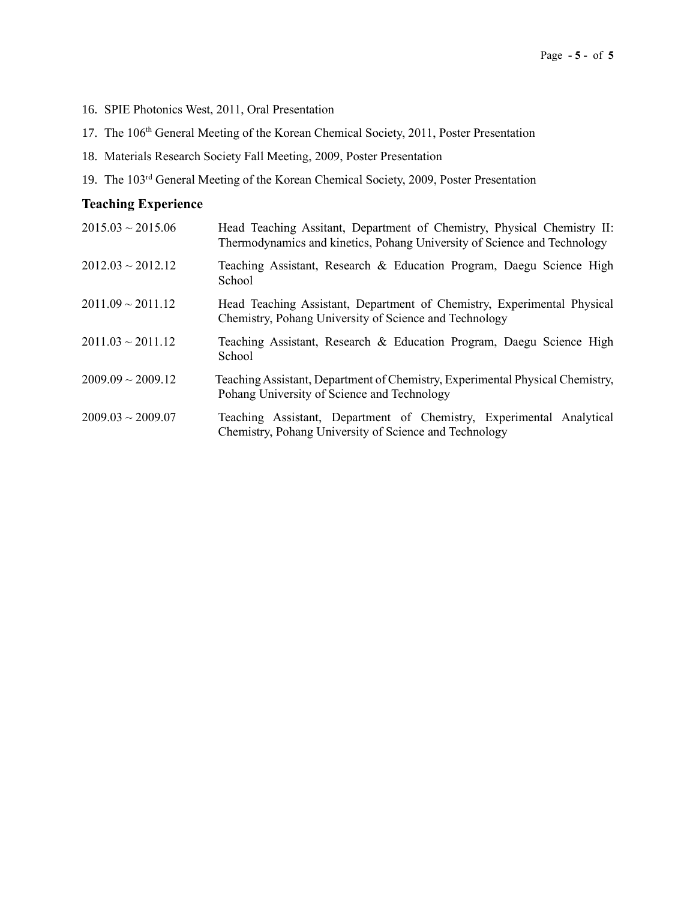16. SPIE Photonics West, 2011, Oral Presentation
17. The 106th General Meeting of the Korean Chemical Society, 2011, Poster Presentation
18. Materials Research Society Fall Meeting, 2009, Poster Presentation
19. The 103rd General Meeting of the Korean Chemical Society, 2009, Poster Presentation

## Teaching Experience

| | |
|---|---|
| 2015.03 ~ 2015.06 | Head Teaching Assitant, Department of Chemistry, Physical Chemistry II: Thermodynamics and kinetics, Pohang University of Science and Technology |
| 2012.03 ~ 2012.12 | Teaching Assistant, Research & Education Program, Daegu Science High School |
| 2011.09 ~ 2011.12 | Head Teaching Assistant, Department of Chemistry, Experimental Physical Chemistry, Pohang University of Science and Technology |
| 2011.03 ~ 2011.12 | Teaching Assistant, Research & Education Program, Daegu Science High School |
| 2009.09 ~ 2009.12 | Teaching Assistant, Department of Chemistry, Experimental Physical Chemistry, Pohang University of Science and Technology |
| 2009.03 ~ 2009.07 | Teaching Assistant, Department of Chemistry, Experimental Analytical Chemistry, Pohang University of Science and Technology |